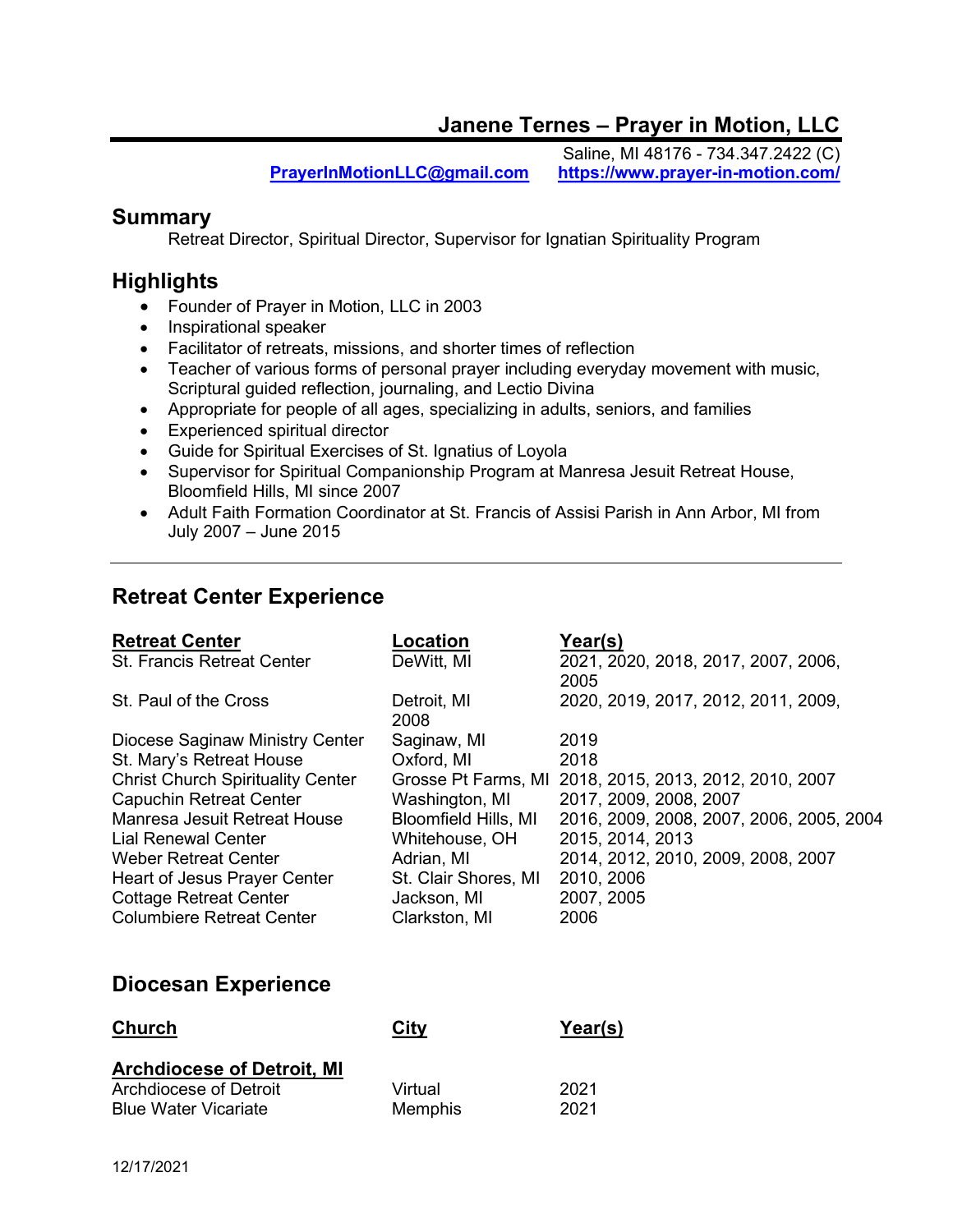# Janene Ternes – Prayer in Motion, LLC

Saline, MI 48176 - 734.347.2422 (C)
PrayerInMotionLLC@gmail.com https://www.prayer-in-motion.com/

## Summary

Retreat Director, Spiritual Director, Supervisor for Ignatian Spirituality Program

## Highlights

- Founder of Prayer in Motion, LLC in 2003
- Inspirational speaker
- Facilitator of retreats, missions, and shorter times of reflection
- Teacher of various forms of personal prayer including everyday movement with music, Scriptural guided reflection, journaling, and Lectio Divina
- Appropriate for people of all ages, specializing in adults, seniors, and families
- Experienced spiritual director
- Guide for Spiritual Exercises of St. Ignatius of Loyola
- Supervisor for Spiritual Companionship Program at Manresa Jesuit Retreat House, Bloomfield Hills, MI since 2007
- Adult Faith Formation Coordinator at St. Francis of Assisi Parish in Ann Arbor, MI from July 2007 – June 2015

---

## Retreat Center Experience

| Retreat Center | Location | Year(s) |
|---|---|---|
| St. Francis Retreat Center | DeWitt, MI | 2021, 2020, 2018, 2017, 2007, 2006, 2005 |
| St. Paul of the Cross | Detroit, MI | 2020, 2019, 2017, 2012, 2011, 2009, 2008 |
| Diocese Saginaw Ministry Center | Saginaw, MI | 2019 |
| St. Mary's Retreat House | Oxford, MI | 2018 |
| Christ Church Spirituality Center | Grosse Pt Farms, MI | 2018, 2015, 2013, 2012, 2010, 2007 |
| Capuchin Retreat Center | Washington, MI | 2017, 2009, 2008, 2007 |
| Manresa Jesuit Retreat House | Bloomfield Hills, MI | 2016, 2009, 2008, 2007, 2006, 2005, 2004 |
| Lial Renewal Center | Whitehouse, OH | 2015, 2014, 2013 |
| Weber Retreat Center | Adrian, MI | 2014, 2012, 2010, 2009, 2008, 2007 |
| Heart of Jesus Prayer Center | St. Clair Shores, MI | 2010, 2006 |
| Cottage Retreat Center | Jackson, MI | 2007, 2005 |
| Columbiere Retreat Center | Clarkston, MI | 2006 |

## Diocesan Experience

| Church | City | Year(s) |
|---|---|---|
| **Archdiocese of Detroit, MI** | | |
| Archdiocese of Detroit | Virtual | 2021 |
| Blue Water Vicariate | Memphis | 2021 |

12/17/2021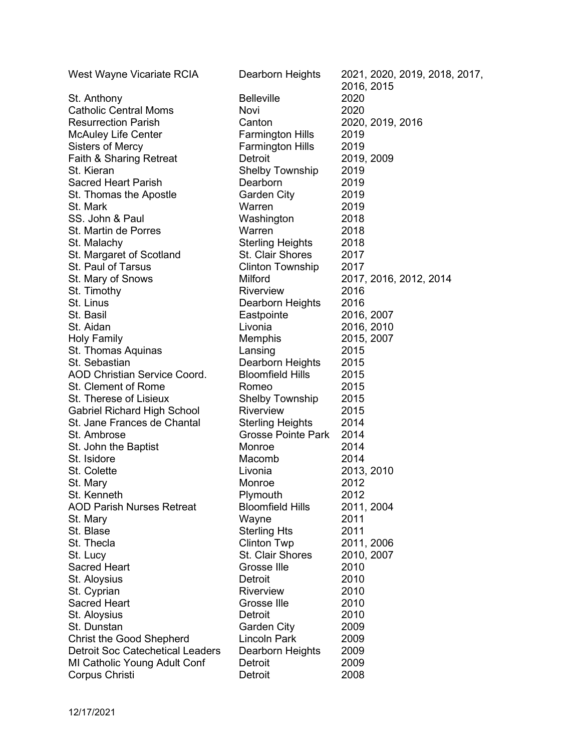| | | |
|---|---|---|
| West Wayne Vicariate RCIA | Dearborn Heights | 2021, 2020, 2019, 2018, 2017, 2016, 2015 |
| St. Anthony | Belleville | 2020 |
| Catholic Central Moms | Novi | 2020 |
| Resurrection Parish | Canton | 2020, 2019, 2016 |
| McAuley Life Center | Farmington Hills | 2019 |
| Sisters of Mercy | Farmington Hills | 2019 |
| Faith & Sharing Retreat | Detroit | 2019, 2009 |
| St. Kieran | Shelby Township | 2019 |
| Sacred Heart Parish | Dearborn | 2019 |
| St. Thomas the Apostle | Garden City | 2019 |
| St. Mark | Warren | 2019 |
| SS. John & Paul | Washington | 2018 |
| St. Martin de Porres | Warren | 2018 |
| St. Malachy | Sterling Heights | 2018 |
| St. Margaret of Scotland | St. Clair Shores | 2017 |
| St. Paul of Tarsus | Clinton Township | 2017 |
| St. Mary of Snows | Milford | 2017, 2016, 2012, 2014 |
| St. Timothy | Riverview | 2016 |
| St. Linus | Dearborn Heights | 2016 |
| St. Basil | Eastpointe | 2016, 2007 |
| St. Aidan | Livonia | 2016, 2010 |
| Holy Family | Memphis | 2015, 2007 |
| St. Thomas Aquinas | Lansing | 2015 |
| St. Sebastian | Dearborn Heights | 2015 |
| AOD Christian Service Coord. | Bloomfield Hills | 2015 |
| St. Clement of Rome | Romeo | 2015 |
| St. Therese of Lisieux | Shelby Township | 2015 |
| Gabriel Richard High School | Riverview | 2015 |
| St. Jane Frances de Chantal | Sterling Heights | 2014 |
| St. Ambrose | Grosse Pointe Park | 2014 |
| St. John the Baptist | Monroe | 2014 |
| St. Isidore | Macomb | 2014 |
| St. Colette | Livonia | 2013, 2010 |
| St. Mary | Monroe | 2012 |
| St. Kenneth | Plymouth | 2012 |
| AOD Parish Nurses Retreat | Bloomfield Hills | 2011, 2004 |
| St. Mary | Wayne | 2011 |
| St. Blase | Sterling Hts | 2011 |
| St. Thecla | Clinton Twp | 2011, 2006 |
| St. Lucy | St. Clair Shores | 2010, 2007 |
| Sacred Heart | Grosse Ille | 2010 |
| St. Aloysius | Detroit | 2010 |
| St. Cyprian | Riverview | 2010 |
| Sacred Heart | Grosse Ille | 2010 |
| St. Aloysius | Detroit | 2010 |
| St. Dunstan | Garden City | 2009 |
| Christ the Good Shepherd | Lincoln Park | 2009 |
| Detroit Soc Catechetical Leaders | Dearborn Heights | 2009 |
| MI Catholic Young Adult Conf | Detroit | 2009 |
| Corpus Christi | Detroit | 2008 |

12/17/2021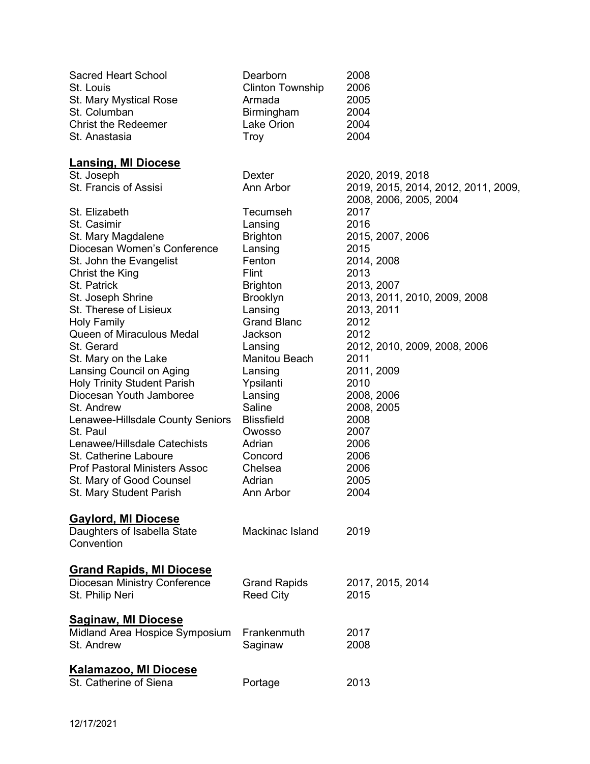| | | |
|---|---|---|
| Sacred Heart School | Dearborn | 2008 |
| St. Louis | Clinton Township | 2006 |
| St. Mary Mystical Rose | Armada | 2005 |
| St. Columban | Birmingham | 2004 |
| Christ the Redeemer | Lake Orion | 2004 |
| St. Anastasia | Troy | 2004 |

## Lansing, MI Diocese

| | | |
|---|---|---|
| St. Joseph | Dexter | 2020, 2019, 2018 |
| St. Francis of Assisi | Ann Arbor | 2019, 2015, 2014, 2012, 2011, 2009, 2008, 2006, 2005, 2004 |
| St. Elizabeth | Tecumseh | 2017 |
| St. Casimir | Lansing | 2016 |
| St. Mary Magdalene | Brighton | 2015, 2007, 2006 |
| Diocesan Women's Conference | Lansing | 2015 |
| St. John the Evangelist | Fenton | 2014, 2008 |
| Christ the King | Flint | 2013 |
| St. Patrick | Brighton | 2013, 2007 |
| St. Joseph Shrine | Brooklyn | 2013, 2011, 2010, 2009, 2008 |
| St. Therese of Lisieux | Lansing | 2013, 2011 |
| Holy Family | Grand Blanc | 2012 |
| Queen of Miraculous Medal | Jackson | 2012 |
| St. Gerard | Lansing | 2012, 2010, 2009, 2008, 2006 |
| St. Mary on the Lake | Manitou Beach | 2011 |
| Lansing Council on Aging | Lansing | 2011, 2009 |
| Holy Trinity Student Parish | Ypsilanti | 2010 |
| Diocesan Youth Jamboree | Lansing | 2008, 2006 |
| St. Andrew | Saline | 2008, 2005 |
| Lenawee-Hillsdale County Seniors | Blissfield | 2008 |
| St. Paul | Owosso | 2007 |
| Lenawee/Hillsdale Catechists | Adrian | 2006 |
| St. Catherine Laboure | Concord | 2006 |
| Prof Pastoral Ministers Assoc | Chelsea | 2006 |
| St. Mary of Good Counsel | Adrian | 2005 |
| St. Mary Student Parish | Ann Arbor | 2004 |

## Gaylord, MI Diocese

| | | |
|---|---|---|
| Daughters of Isabella State Convention | Mackinac Island | 2019 |

## Grand Rapids, MI Diocese

| | | |
|---|---|---|
| Diocesan Ministry Conference | Grand Rapids | 2017, 2015, 2014 |
| St. Philip Neri | Reed City | 2015 |

## Saginaw, MI Diocese

| | | |
|---|---|---|
| Midland Area Hospice Symposium | Frankenmuth | 2017 |
| St. Andrew | Saginaw | 2008 |

## Kalamazoo, MI Diocese

| | | |
|---|---|---|
| St. Catherine of Siena | Portage | 2013 |

12/17/2021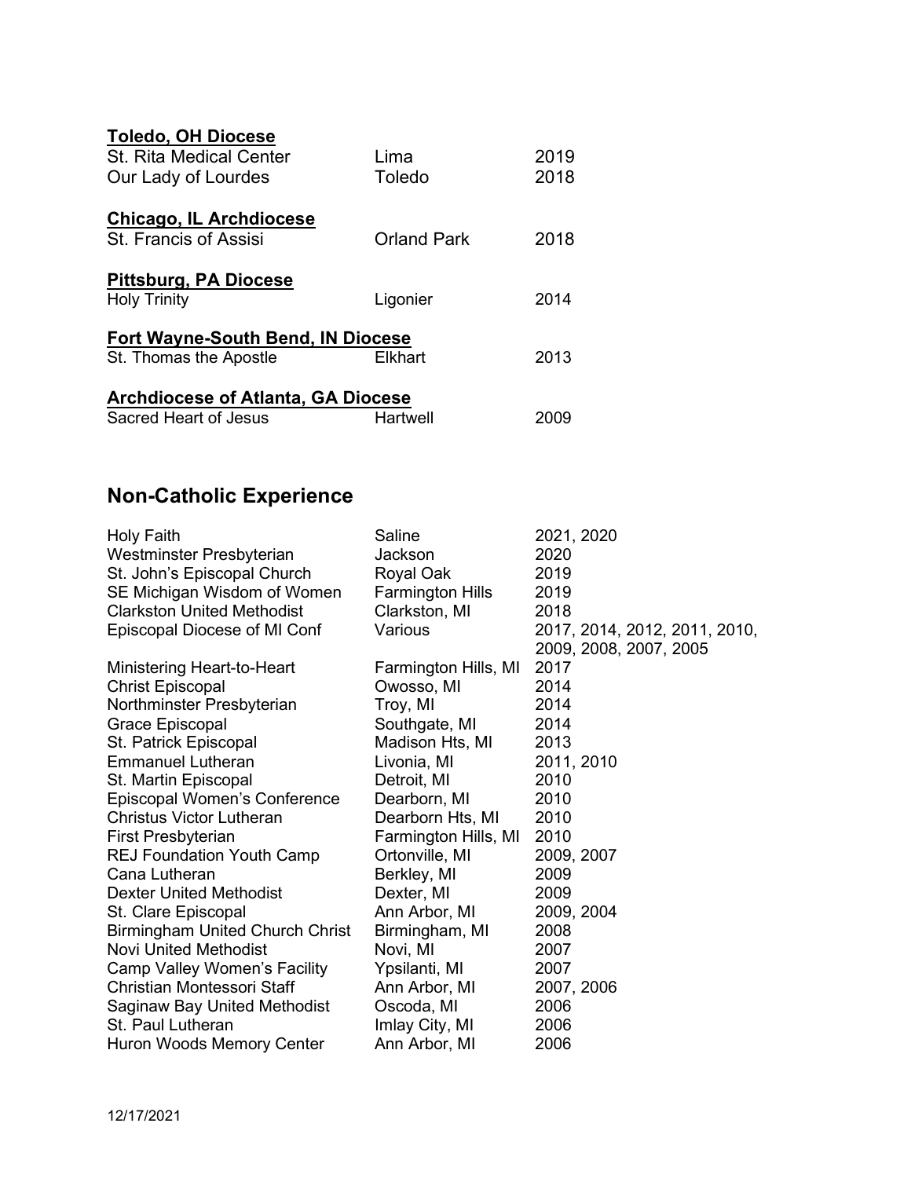**Toledo, OH Diocese**

| | | |
|---|---|---|
| St. Rita Medical Center | Lima | 2019 |
| Our Lady of Lourdes | Toledo | 2018 |

**Chicago, IL Archdiocese**

| | | |
|---|---|---|
| St. Francis of Assisi | Orland Park | 2018 |

**Pittsburg, PA Diocese**

| | | |
|---|---|---|
| Holy Trinity | Ligonier | 2014 |

**Fort Wayne-South Bend, IN Diocese**

| | | |
|---|---|---|
| St. Thomas the Apostle | Elkhart | 2013 |

**Archdiocese of Atlanta, GA Diocese**

| | | |
|---|---|---|
| Sacred Heart of Jesus | Hartwell | 2009 |

## Non-Catholic Experience

| | | |
|---|---|---|
| Holy Faith | Saline | 2021, 2020 |
| Westminster Presbyterian | Jackson | 2020 |
| St. John's Episcopal Church | Royal Oak | 2019 |
| SE Michigan Wisdom of Women | Farmington Hills | 2019 |
| Clarkston United Methodist | Clarkston, MI | 2018 |
| Episcopal Diocese of MI Conf | Various | 2017, 2014, 2012, 2011, 2010, 2009, 2008, 2007, 2005 |
| Ministering Heart-to-Heart | Farmington Hills, MI | 2017 |
| Christ Episcopal | Owosso, MI | 2014 |
| Northminster Presbyterian | Troy, MI | 2014 |
| Grace Episcopal | Southgate, MI | 2014 |
| St. Patrick Episcopal | Madison Hts, MI | 2013 |
| Emmanuel Lutheran | Livonia, MI | 2011, 2010 |
| St. Martin Episcopal | Detroit, MI | 2010 |
| Episcopal Women's Conference | Dearborn, MI | 2010 |
| Christus Victor Lutheran | Dearborn Hts, MI | 2010 |
| First Presbyterian | Farmington Hills, MI | 2010 |
| REJ Foundation Youth Camp | Ortonville, MI | 2009, 2007 |
| Cana Lutheran | Berkley, MI | 2009 |
| Dexter United Methodist | Dexter, MI | 2009 |
| St. Clare Episcopal | Ann Arbor, MI | 2009, 2004 |
| Birmingham United Church Christ | Birmingham, MI | 2008 |
| Novi United Methodist | Novi, MI | 2007 |
| Camp Valley Women's Facility | Ypsilanti, MI | 2007 |
| Christian Montessori Staff | Ann Arbor, MI | 2007, 2006 |
| Saginaw Bay United Methodist | Oscoda, MI | 2006 |
| St. Paul Lutheran | Imlay City, MI | 2006 |
| Huron Woods Memory Center | Ann Arbor, MI | 2006 |

12/17/2021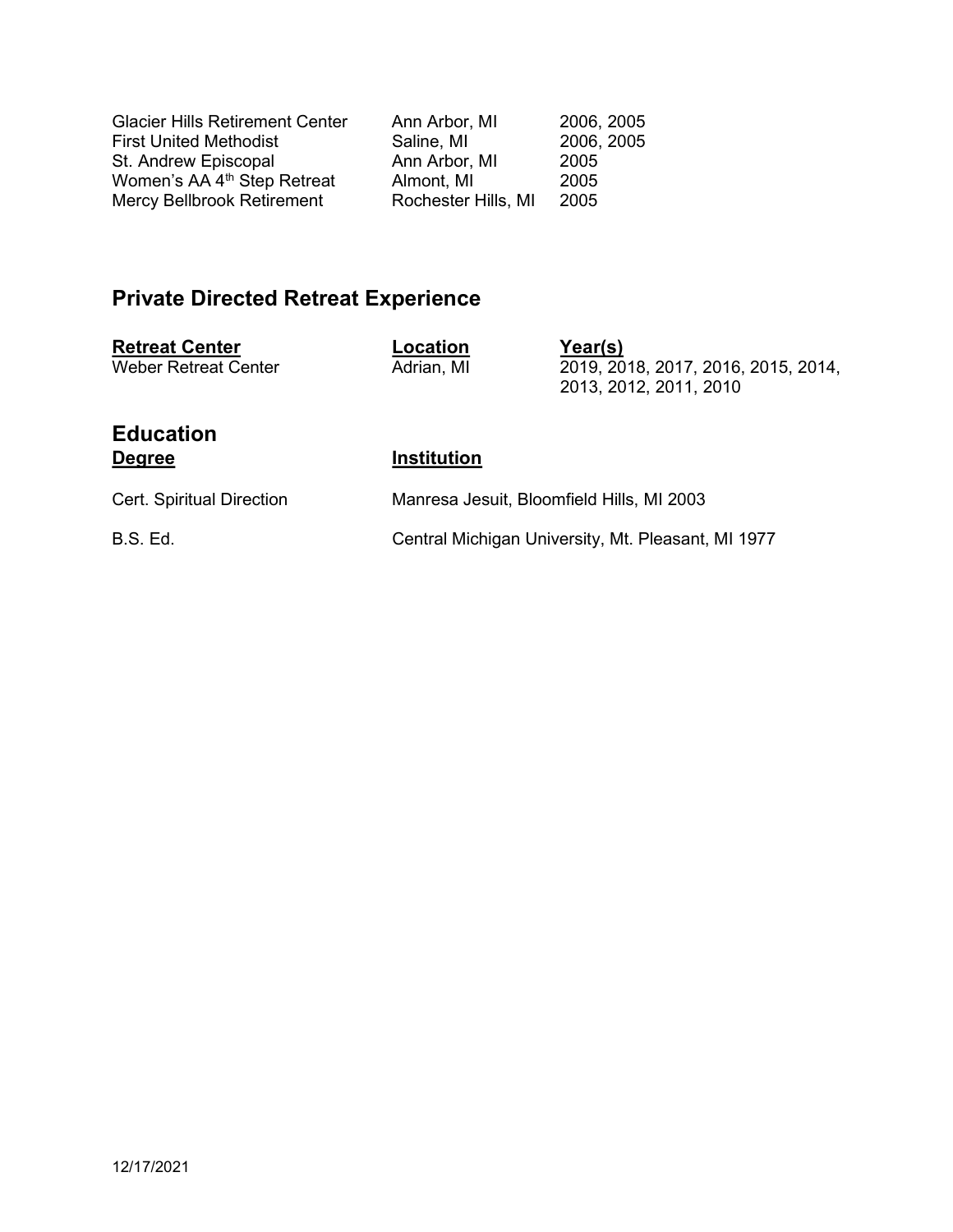| | | |
|---|---|---|
| Glacier Hills Retirement Center | Ann Arbor, MI | 2006, 2005 |
| First United Methodist | Saline, MI | 2006, 2005 |
| St. Andrew Episcopal | Ann Arbor, MI | 2005 |
| Women's AA 4th Step Retreat | Almont, MI | 2005 |
| Mercy Bellbrook Retirement | Rochester Hills, MI | 2005 |

## Private Directed Retreat Experience

| Retreat Center | Location | Year(s) |
|---|---|---|
| Weber Retreat Center | Adrian, MI | 2019, 2018, 2017, 2016, 2015, 2014, 2013, 2012, 2011, 2010 |

## Education

| Degree | Institution |
|---|---|
| Cert. Spiritual Direction | Manresa Jesuit, Bloomfield Hills, MI 2003 |
| B.S. Ed. | Central Michigan University, Mt. Pleasant, MI 1977 |

12/17/2021